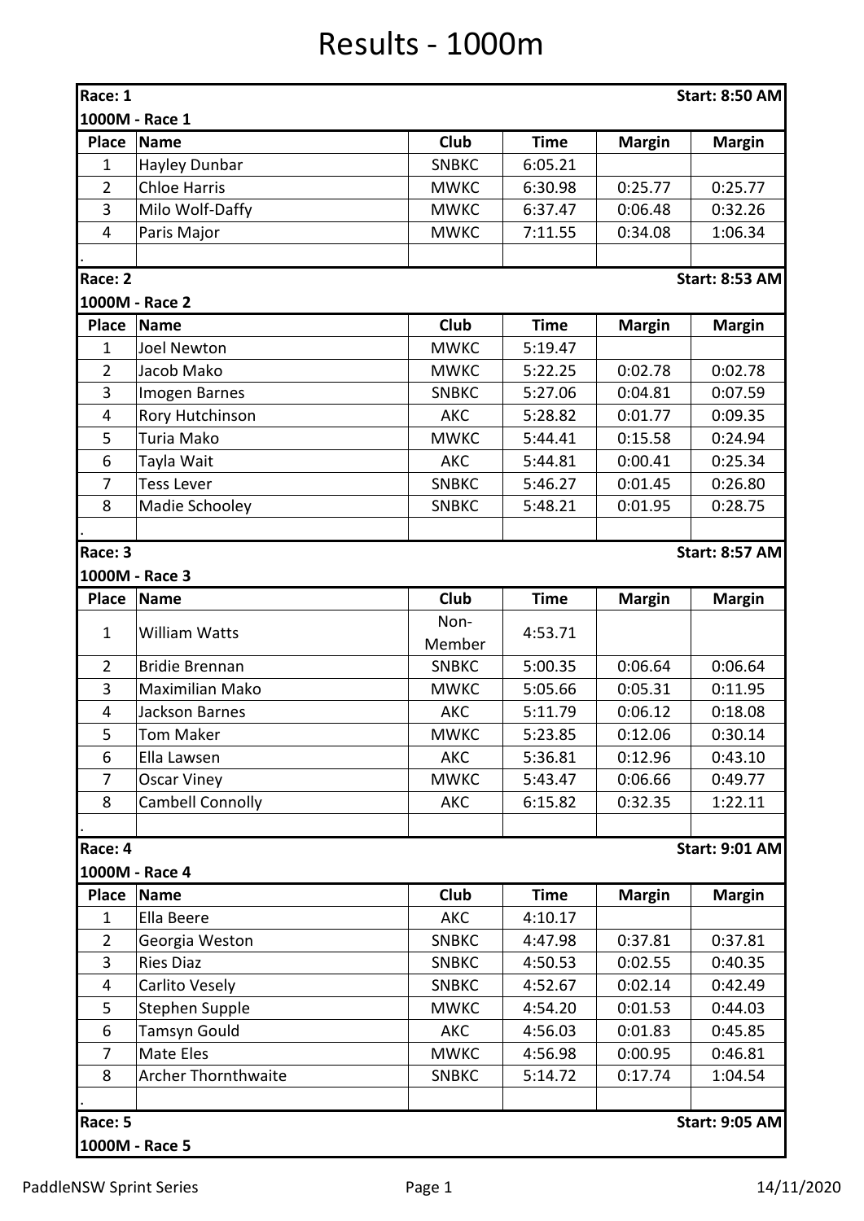# Results - 1000m

**Race: 1** — **Start: 8:50 AM**

**1000M - Race 1**

| Place | Name | Club | Time | Margin | Margin |
|---|---|---|---|---|---|
| 1 | Hayley Dunbar | SNBKC | 6:05.21 | | |
| 2 | Chloe Harris | MWKC | 6:30.98 | 0:25.77 | 0:25.77 |
| 3 | Milo Wolf-Daffy | MWKC | 6:37.47 | 0:06.48 | 0:32.26 |
| 4 | Paris Major | MWKC | 7:11.55 | 0:34.08 | 1:06.34 |

**Race: 2** — **Start: 8:53 AM**

**1000M - Race 2**

| Place | Name | Club | Time | Margin | Margin |
|---|---|---|---|---|---|
| 1 | Joel Newton | MWKC | 5:19.47 | | |
| 2 | Jacob Mako | MWKC | 5:22.25 | 0:02.78 | 0:02.78 |
| 3 | Imogen Barnes | SNBKC | 5:27.06 | 0:04.81 | 0:07.59 |
| 4 | Rory Hutchinson | AKC | 5:28.82 | 0:01.77 | 0:09.35 |
| 5 | Turia Mako | MWKC | 5:44.41 | 0:15.58 | 0:24.94 |
| 6 | Tayla Wait | AKC | 5:44.81 | 0:00.41 | 0:25.34 |
| 7 | Tess Lever | SNBKC | 5:46.27 | 0:01.45 | 0:26.80 |
| 8 | Madie Schooley | SNBKC | 5:48.21 | 0:01.95 | 0:28.75 |

**Race: 3** — **Start: 8:57 AM**

**1000M - Race 3**

| Place | Name | Club | Time | Margin | Margin |
|---|---|---|---|---|---|
| 1 | William Watts | Non-Member | 4:53.71 | | |
| 2 | Bridie Brennan | SNBKC | 5:00.35 | 0:06.64 | 0:06.64 |
| 3 | Maximilian Mako | MWKC | 5:05.66 | 0:05.31 | 0:11.95 |
| 4 | Jackson Barnes | AKC | 5:11.79 | 0:06.12 | 0:18.08 |
| 5 | Tom Maker | MWKC | 5:23.85 | 0:12.06 | 0:30.14 |
| 6 | Ella Lawsen | AKC | 5:36.81 | 0:12.96 | 0:43.10 |
| 7 | Oscar Viney | MWKC | 5:43.47 | 0:06.66 | 0:49.77 |
| 8 | Cambell Connolly | AKC | 6:15.82 | 0:32.35 | 1:22.11 |

**Race: 4** — **Start: 9:01 AM**

**1000M - Race 4**

| Place | Name | Club | Time | Margin | Margin |
|---|---|---|---|---|---|
| 1 | Ella Beere | AKC | 4:10.17 | | |
| 2 | Georgia Weston | SNBKC | 4:47.98 | 0:37.81 | 0:37.81 |
| 3 | Ries Diaz | SNBKC | 4:50.53 | 0:02.55 | 0:40.35 |
| 4 | Carlito Vesely | SNBKC | 4:52.67 | 0:02.14 | 0:42.49 |
| 5 | Stephen Supple | MWKC | 4:54.20 | 0:01.53 | 0:44.03 |
| 6 | Tamsyn Gould | AKC | 4:56.03 | 0:01.83 | 0:45.85 |
| 7 | Mate Eles | MWKC | 4:56.98 | 0:00.95 | 0:46.81 |
| 8 | Archer Thornthwaite | SNBKC | 5:14.72 | 0:17.74 | 1:04.54 |

**Race: 5** — **Start: 9:05 AM**

**1000M - Race 5**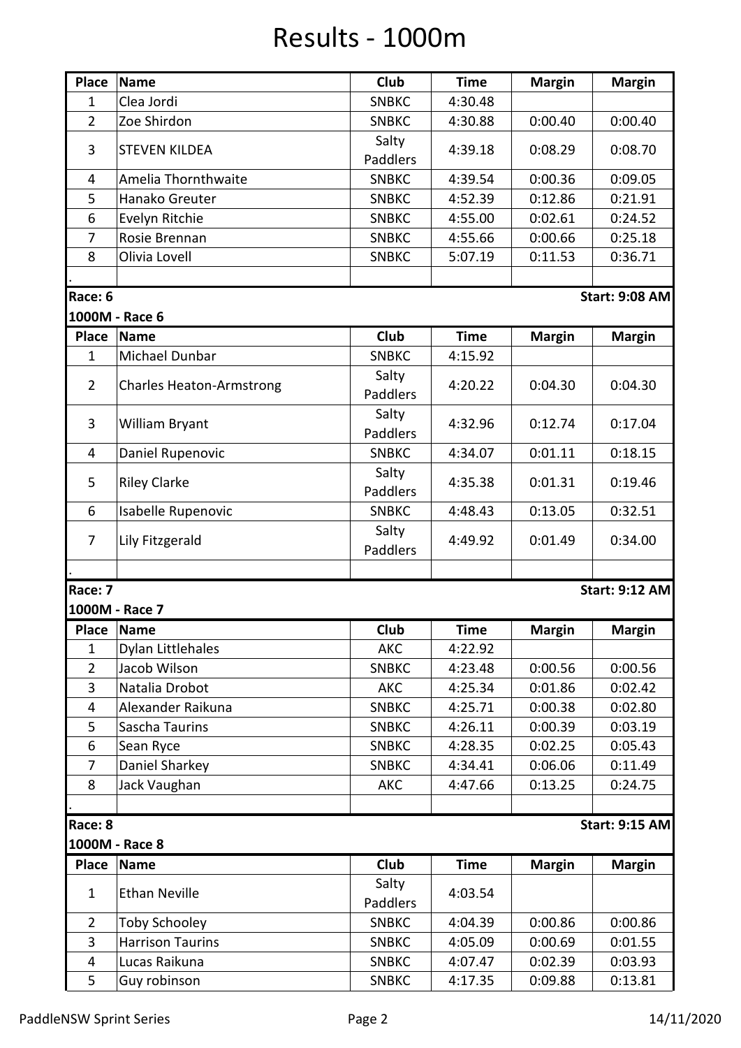# Results - 1000m

| Place | Name | Club | Time | Margin | Margin |
|---|---|---|---|---|---|
| 1 | Clea Jordi | SNBKC | 4:30.48 | | |
| 2 | Zoe Shirdon | SNBKC | 4:30.88 | 0:00.40 | 0:00.40 |
| 3 | STEVEN KILDEA | Salty Paddlers | 4:39.18 | 0:08.29 | 0:08.70 |
| 4 | Amelia Thornthwaite | SNBKC | 4:39.54 | 0:00.36 | 0:09.05 |
| 5 | Hanako Greuter | SNBKC | 4:52.39 | 0:12.86 | 0:21.91 |
| 6 | Evelyn Ritchie | SNBKC | 4:55.00 | 0:02.61 | 0:24.52 |
| 7 | Rosie Brennan | SNBKC | 4:55.66 | 0:00.66 | 0:25.18 |
| 8 | Olivia Lovell | SNBKC | 5:07.19 | 0:11.53 | 0:36.71 |

.

**Race: 6** — **Start: 9:08 AM**

**1000M - Race 6**

| Place | Name | Club | Time | Margin | Margin |
|---|---|---|---|---|---|
| 1 | Michael Dunbar | SNBKC | 4:15.92 | | |
| 2 | Charles Heaton-Armstrong | Salty Paddlers | 4:20.22 | 0:04.30 | 0:04.30 |
| 3 | William Bryant | Salty Paddlers | 4:32.96 | 0:12.74 | 0:17.04 |
| 4 | Daniel Rupenovic | SNBKC | 4:34.07 | 0:01.11 | 0:18.15 |
| 5 | Riley Clarke | Salty Paddlers | 4:35.38 | 0:01.31 | 0:19.46 |
| 6 | Isabelle Rupenovic | SNBKC | 4:48.43 | 0:13.05 | 0:32.51 |
| 7 | Lily Fitzgerald | Salty Paddlers | 4:49.92 | 0:01.49 | 0:34.00 |

.

**Race: 7** — **Start: 9:12 AM**

**1000M - Race 7**

| Place | Name | Club | Time | Margin | Margin |
|---|---|---|---|---|---|
| 1 | Dylan Littlehales | AKC | 4:22.92 | | |
| 2 | Jacob Wilson | SNBKC | 4:23.48 | 0:00.56 | 0:00.56 |
| 3 | Natalia Drobot | AKC | 4:25.34 | 0:01.86 | 0:02.42 |
| 4 | Alexander Raikuna | SNBKC | 4:25.71 | 0:00.38 | 0:02.80 |
| 5 | Sascha Taurins | SNBKC | 4:26.11 | 0:00.39 | 0:03.19 |
| 6 | Sean Ryce | SNBKC | 4:28.35 | 0:02.25 | 0:05.43 |
| 7 | Daniel Sharkey | SNBKC | 4:34.41 | 0:06.06 | 0:11.49 |
| 8 | Jack Vaughan | AKC | 4:47.66 | 0:13.25 | 0:24.75 |

.

**Race: 8** — **Start: 9:15 AM**

**1000M - Race 8**

| Place | Name | Club | Time | Margin | Margin |
|---|---|---|---|---|---|
| 1 | Ethan Neville | Salty Paddlers | 4:03.54 | | |
| 2 | Toby Schooley | SNBKC | 4:04.39 | 0:00.86 | 0:00.86 |
| 3 | Harrison Taurins | SNBKC | 4:05.09 | 0:00.69 | 0:01.55 |
| 4 | Lucas Raikuna | SNBKC | 4:07.47 | 0:02.39 | 0:03.93 |
| 5 | Guy robinson | SNBKC | 4:17.35 | 0:09.88 | 0:13.81 |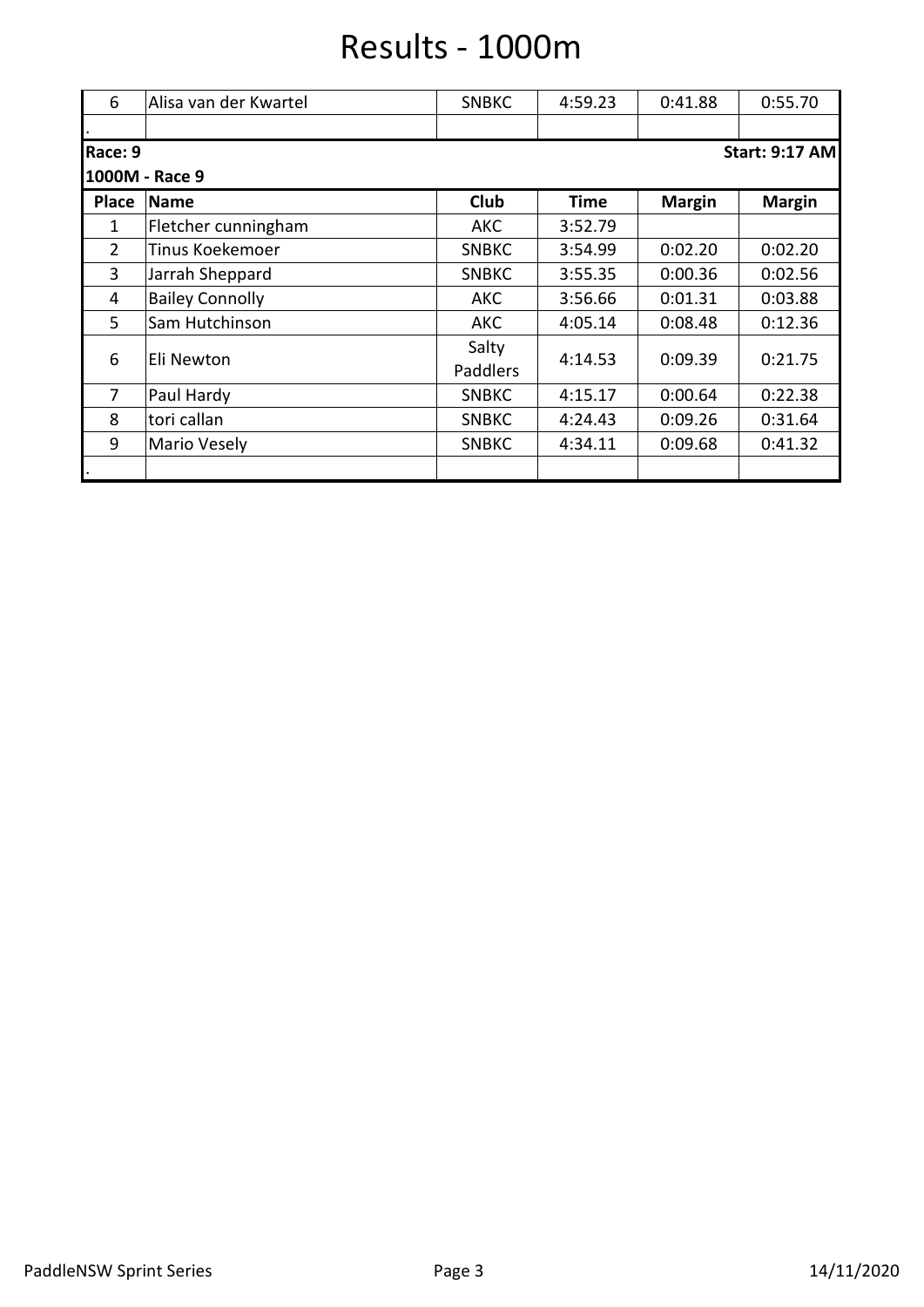# Results - 1000m

| | | | | | |
|---|---|---|---|---|---|
| 6 | Alisa van der Kwartel | SNBKC | 4:59.23 | 0:41.88 | 0:55.70 |
| . | | | | | |

**Race: 9** — **Start: 9:17 AM**

**1000M - Race 9**

| Place | Name | Club | Time | Margin | Margin |
|---|---|---|---|---|---|
| 1 | Fletcher cunningham | AKC | 3:52.79 | | |
| 2 | Tinus Koekemoer | SNBKC | 3:54.99 | 0:02.20 | 0:02.20 |
| 3 | Jarrah Sheppard | SNBKC | 3:55.35 | 0:00.36 | 0:02.56 |
| 4 | Bailey Connolly | AKC | 3:56.66 | 0:01.31 | 0:03.88 |
| 5 | Sam Hutchinson | AKC | 4:05.14 | 0:08.48 | 0:12.36 |
| 6 | Eli Newton | Salty Paddlers | 4:14.53 | 0:09.39 | 0:21.75 |
| 7 | Paul Hardy | SNBKC | 4:15.17 | 0:00.64 | 0:22.38 |
| 8 | tori callan | SNBKC | 4:24.43 | 0:09.26 | 0:31.64 |
| 9 | Mario Vesely | SNBKC | 4:34.11 | 0:09.68 | 0:41.32 |
| . | | | | | |

PaddleNSW Sprint Series — 14/11/2020